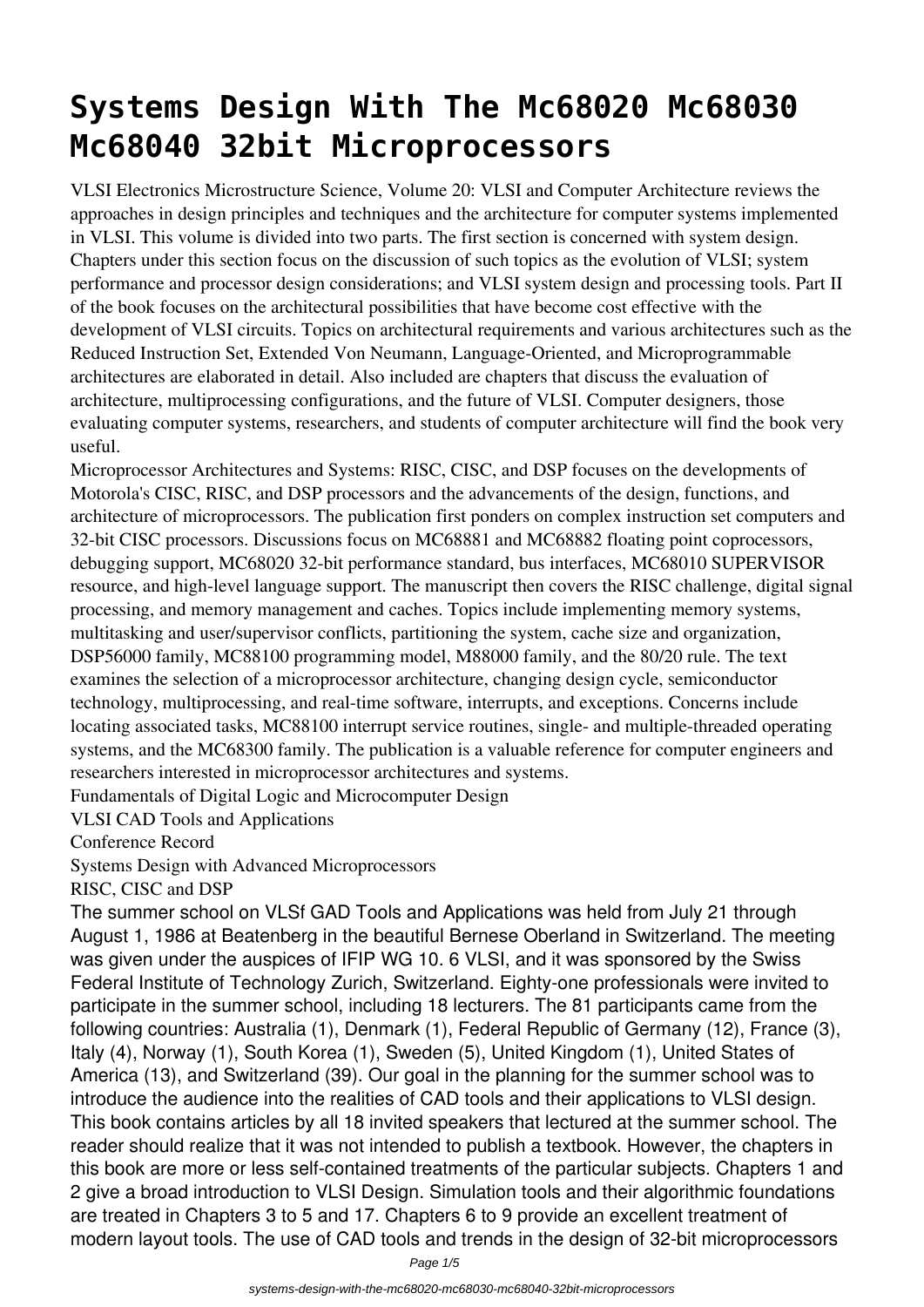# Systems Design With The Mc68020 Mc68030 Mc68040 32bit Microprocessors

VLSI Electronics Microstructure Science, Volume 20: VLSI and Computer Architecture reviews the approaches in design principles and techniques and the architecture for computer systems implemented in VLSI. This volume is divided into two parts. The first section is concerned with system design. Chapters under this section focus on the discussion of such topics as the evolution of VLSI; system performance and processor design considerations; and VLSI system design and processing tools. Part II of the book focuses on the architectural possibilities that have become cost effective with the development of VLSI circuits. Topics on architectural requirements and various architectures such as the Reduced Instruction Set, Extended Von Neumann, Language-Oriented, and Microprogrammable architectures are elaborated in detail. Also included are chapters that discuss the evaluation of architecture, multiprocessing configurations, and the future of VLSI. Computer designers, those evaluating computer systems, researchers, and students of computer architecture will find the book very useful.

Microprocessor Architectures and Systems: RISC, CISC, and DSP focuses on the developments of Motorola's CISC, RISC, and DSP processors and the advancements of the design, functions, and architecture of microprocessors. The publication first ponders on complex instruction set computers and 32-bit CISC processors. Discussions focus on MC68881 and MC68882 floating point coprocessors, debugging support, MC68020 32-bit performance standard, bus interfaces, MC68010 SUPERVISOR resource, and high-level language support. The manuscript then covers the RISC challenge, digital signal processing, and memory management and caches. Topics include implementing memory systems, multitasking and user/supervisor conflicts, partitioning the system, cache size and organization, DSP56000 family, MC88100 programming model, M88000 family, and the 80/20 rule. The text examines the selection of a microprocessor architecture, changing design cycle, semiconductor technology, multiprocessing, and real-time software, interrupts, and exceptions. Concerns include locating associated tasks, MC88100 interrupt service routines, single- and multiple-threaded operating systems, and the MC68300 family. The publication is a valuable reference for computer engineers and researchers interested in microprocessor architectures and systems.

Fundamentals of Digital Logic and Microcomputer Design

VLSI CAD Tools and Applications

Conference Record

Systems Design with Advanced Microprocessors

RISC, CISC and DSP

The summer school on VLSf GAD Tools and Applications was held from July 21 through August 1, 1986 at Beatenberg in the beautiful Bernese Oberland in Switzerland. The meeting was given under the auspices of IFIP WG 10. 6 VLSI, and it was sponsored by the Swiss Federal Institute of Technology Zurich, Switzerland. Eighty-one professionals were invited to participate in the summer school, including 18 lecturers. The 81 participants came from the following countries: Australia (1), Denmark (1), Federal Republic of Germany (12), France (3), Italy (4), Norway (1), South Korea (1), Sweden (5), United Kingdom (1), United States of America (13), and Switzerland (39). Our goal in the planning for the summer school was to introduce the audience into the realities of CAD tools and their applications to VLSI design. This book contains articles by all 18 invited speakers that lectured at the summer school. The reader should realize that it was not intended to publish a textbook. However, the chapters in this book are more or less self-contained treatments of the particular subjects. Chapters 1 and 2 give a broad introduction to VLSI Design. Simulation tools and their algorithmic foundations are treated in Chapters 3 to 5 and 17. Chapters 6 to 9 provide an excellent treatment of modern layout tools. The use of CAD tools and trends in the design of 32-bit microprocessors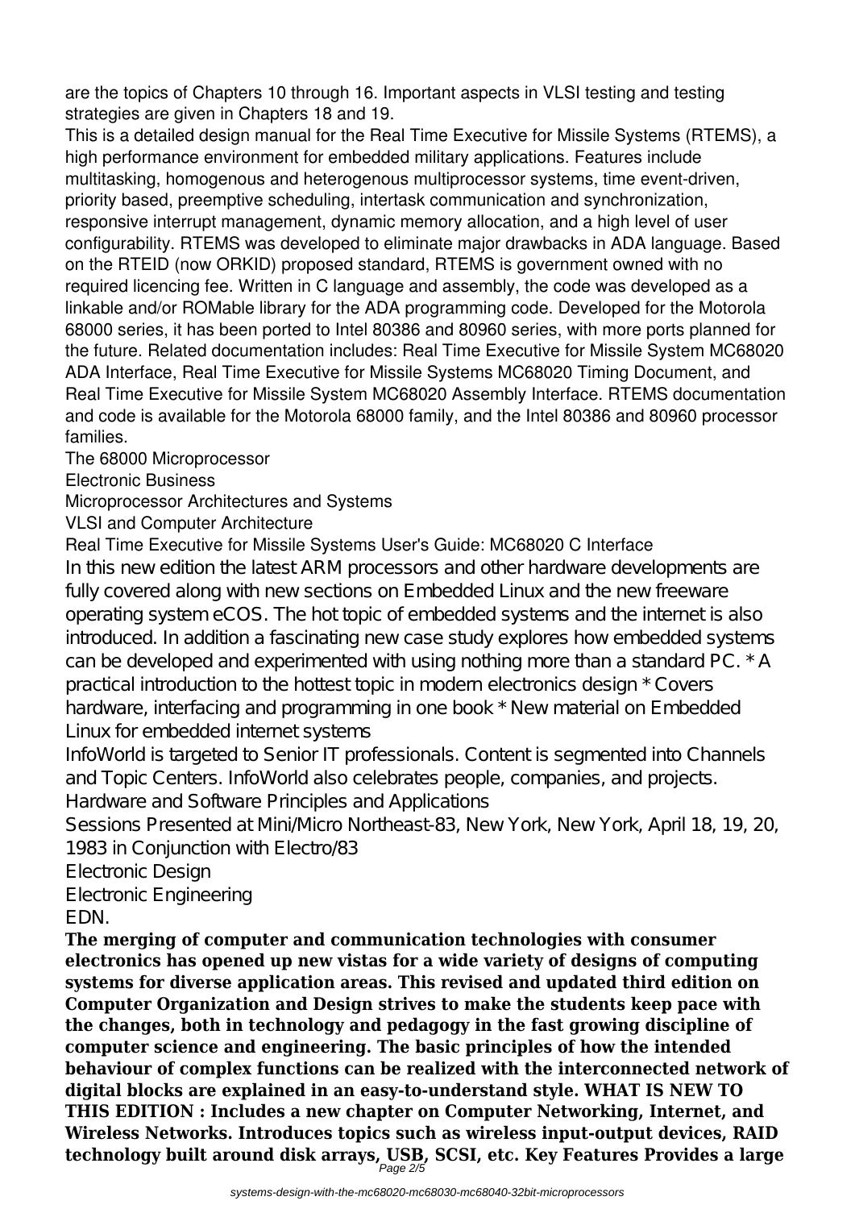are the topics of Chapters 10 through 16. Important aspects in VLSI testing and testing strategies are given in Chapters 18 and 19.

This is a detailed design manual for the Real Time Executive for Missile Systems (RTEMS), a high performance environment for embedded military applications. Features include multitasking, homogenous and heterogenous multiprocessor systems, time event-driven, priority based, preemptive scheduling, intertask communication and synchronization, responsive interrupt management, dynamic memory allocation, and a high level of user configurability. RTEMS was developed to eliminate major drawbacks in ADA language. Based on the RTEID (now ORKID) proposed standard, RTEMS is government owned with no required licencing fee. Written in C language and assembly, the code was developed as a linkable and/or ROMable library for the ADA programming code. Developed for the Motorola 68000 series, it has been ported to Intel 80386 and 80960 series, with more ports planned for the future. Related documentation includes: Real Time Executive for Missile System MC68020 ADA Interface, Real Time Executive for Missile Systems MC68020 Timing Document, and Real Time Executive for Missile System MC68020 Assembly Interface. RTEMS documentation and code is available for the Motorola 68000 family, and the Intel 80386 and 80960 processor families.

The 68000 Microprocessor

Electronic Business

Microprocessor Architectures and Systems

VLSI and Computer Architecture

Real Time Executive for Missile Systems User's Guide: MC68020 C Interface

In this new edition the latest ARM processors and other hardware developments are fully covered along with new sections on Embedded Linux and the new freeware operating system eCOS. The hot topic of embedded systems and the internet is also introduced. In addition a fascinating new case study explores how embedded systems can be developed and experimented with using nothing more than a standard PC. * A practical introduction to the hottest topic in modern electronics design * Covers hardware, interfacing and programming in one book * New material on Embedded Linux for embedded internet systems

InfoWorld is targeted to Senior IT professionals. Content is segmented into Channels and Topic Centers. InfoWorld also celebrates people, companies, and projects.

Hardware and Software Principles and Applications

Sessions Presented at Mini/Micro Northeast-83, New York, New York, April 18, 19, 20, 1983 in Conjunction with Electro/83

Electronic Design

Electronic Engineering

EDN.

**The merging of computer and communication technologies with consumer electronics has opened up new vistas for a wide variety of designs of computing systems for diverse application areas. This revised and updated third edition on Computer Organization and Design strives to make the students keep pace with the changes, both in technology and pedagogy in the fast growing discipline of computer science and engineering. The basic principles of how the intended behaviour of complex functions can be realized with the interconnected network of digital blocks are explained in an easy-to-understand style. WHAT IS NEW TO THIS EDITION : Includes a new chapter on Computer Networking, Internet, and Wireless Networks. Introduces topics such as wireless input-output devices, RAID technology built around disk arrays, USB, SCSI, etc. Key Features Provides a large**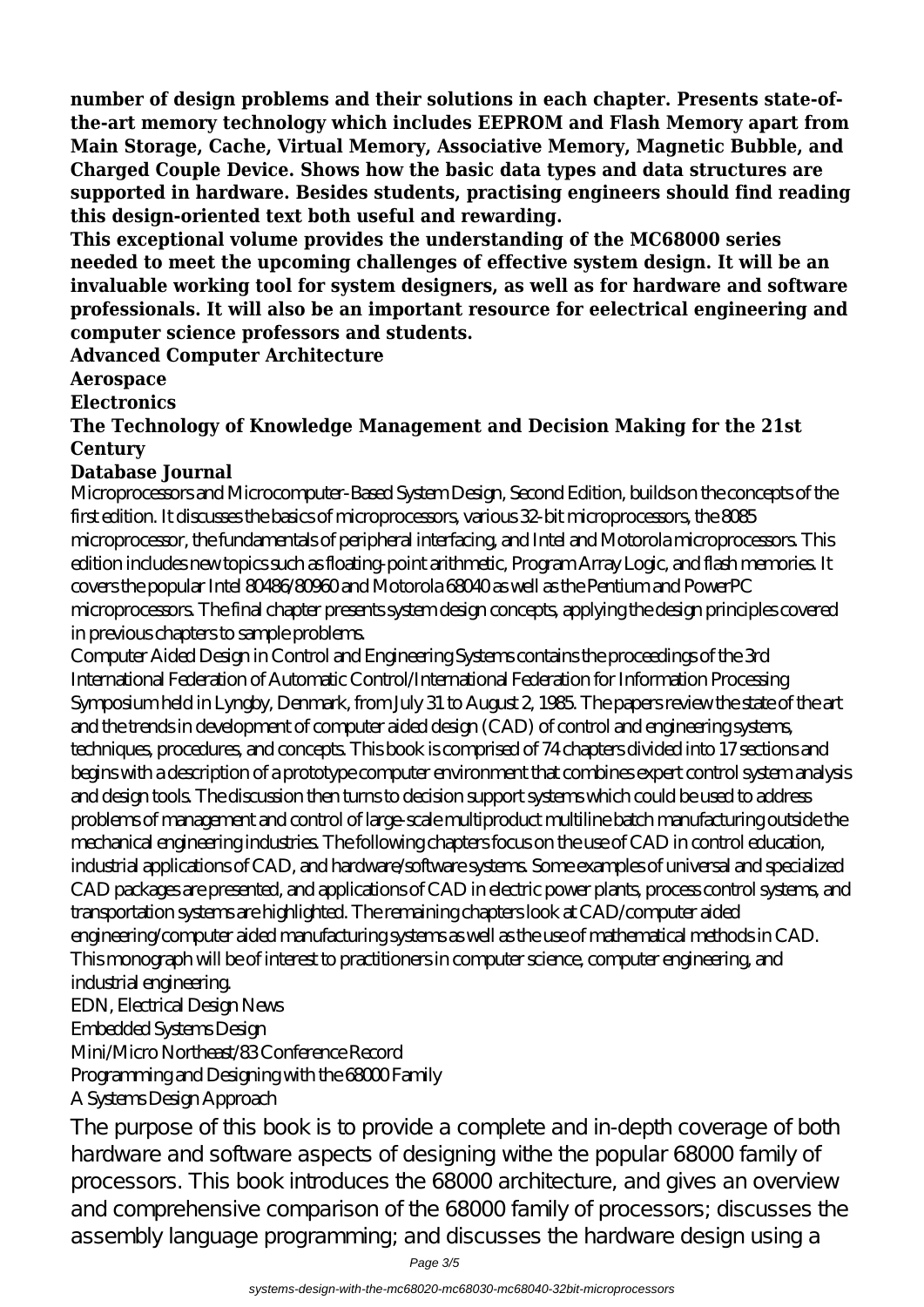**number of design problems and their solutions in each chapter. Presents state-of-the-art memory technology which includes EEPROM and Flash Memory apart from Main Storage, Cache, Virtual Memory, Associative Memory, Magnetic Bubble, and Charged Couple Device. Shows how the basic data types and data structures are supported in hardware. Besides students, practising engineers should find reading this design-oriented text both useful and rewarding.**

**This exceptional volume provides the understanding of the MC68000 series needed to meet the upcoming challenges of effective system design. It will be an invaluable working tool for system designers, as well as for hardware and software professionals. It will also be an important resource for eelectrical engineering and computer science professors and students.**

**Advanced Computer Architecture**

**Aerospace**

**Electronics**

**The Technology of Knowledge Management and Decision Making for the 21st Century**

**Database Journal**

Microprocessors and Microcomputer-Based System Design, Second Edition, builds on the concepts of the first edition. It discusses the basics of microprocessors, various 32-bit microprocessors, the 8085 microprocessor, the fundamentals of peripheral interfacing, and Intel and Motorola microprocessors. This edition includes new topics such as floating-point arithmetic, Program Array Logic, and flash memories. It covers the popular Intel 80486/80960 and Motorola 68040 as well as the Pentium and PowerPC microprocessors. The final chapter presents system design concepts, applying the design principles covered in previous chapters to sample problems.

Computer Aided Design in Control and Engineering Systems contains the proceedings of the 3rd International Federation of Automatic Control/International Federation for Information Processing Symposium held in Lyngby, Denmark, from July 31 to August 2, 1985. The papers review the state of the art and the trends in development of computer aided design (CAD) of control and engineering systems, techniques, procedures, and concepts. This book is comprised of 74 chapters divided into 17 sections and begins with a description of a prototype computer environment that combines expert control system analysis and design tools. The discussion then turns to decision support systems which could be used to address problems of management and control of large-scale multiproduct multiline batch manufacturing outside the mechanical engineering industries. The following chapters focus on the use of CAD in control education, industrial applications of CAD, and hardware/software systems. Some examples of universal and specialized CAD packages are presented, and applications of CAD in electric power plants, process control systems, and transportation systems are highlighted. The remaining chapters look at CAD/computer aided engineering/computer aided manufacturing systems as well as the use of mathematical methods in CAD. This monograph will be of interest to practitioners in computer science, computer engineering, and industrial engineering.

EDN, Electrical Design News

Embedded Systems Design

Mini/Micro Northeast/83 Conference Record

Programming and Designing with the 68000 Family

A Systems Design Approach

The purpose of this book is to provide a complete and in-depth coverage of both hardware and software aspects of designing withe the popular 68000 family of processors. This book introduces the 68000 architecture, and gives an overview and comprehensive comparison of the 68000 family of processors; discusses the assembly language programming; and discusses the hardware design using a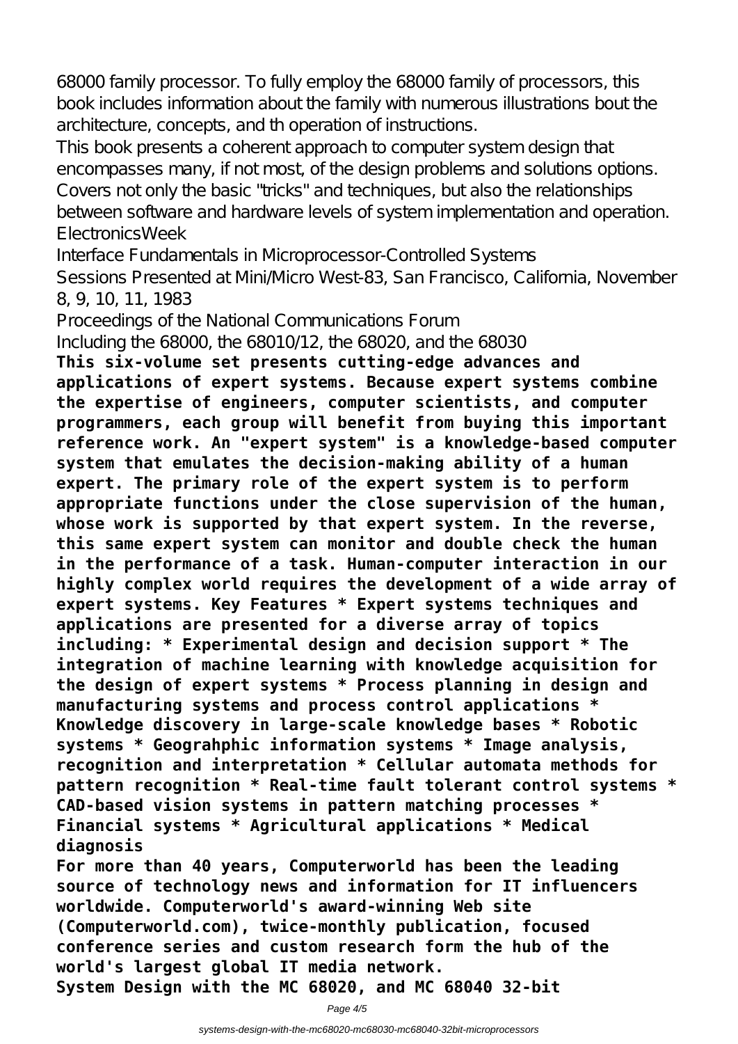68000 family processor. To fully employ the 68000 family of processors, this book includes information about the family with numerous illustrations bout the architecture, concepts, and th operation of instructions.

This book presents a coherent approach to computer system design that encompasses many, if not most, of the design problems and solutions options. Covers not only the basic "tricks" and techniques, but also the relationships between software and hardware levels of system implementation and operation.

ElectronicsWeek

Interface Fundamentals in Microprocessor-Controlled Systems

Sessions Presented at Mini/Micro West-83, San Francisco, California, November 8, 9, 10, 11, 1983

Proceedings of the National Communications Forum

Including the 68000, the 68010/12, the 68020, and the 68030

**This six-volume set presents cutting-edge advances and applications of expert systems. Because expert systems combine the expertise of engineers, computer scientists, and computer programmers, each group will benefit from buying this important reference work. An "expert system" is a knowledge-based computer system that emulates the decision-making ability of a human expert. The primary role of the expert system is to perform appropriate functions under the close supervision of the human, whose work is supported by that expert system. In the reverse, this same expert system can monitor and double check the human in the performance of a task. Human-computer interaction in our highly complex world requires the development of a wide array of expert systems. Key Features * Expert systems techniques and applications are presented for a diverse array of topics including: * Experimental design and decision support * The integration of machine learning with knowledge acquisition for the design of expert systems * Process planning in design and manufacturing systems and process control applications * Knowledge discovery in large-scale knowledge bases * Robotic systems * Geograhphic information systems * Image analysis, recognition and interpretation * Cellular automata methods for pattern recognition * Real-time fault tolerant control systems * CAD-based vision systems in pattern matching processes * Financial systems * Agricultural applications * Medical diagnosis**

**For more than 40 years, Computerworld has been the leading source of technology news and information for IT influencers worldwide. Computerworld's award-winning Web site (Computerworld.com), twice-monthly publication, focused conference series and custom research form the hub of the world's largest global IT media network.**

**System Design with the MC 68020, and MC 68040 32-bit**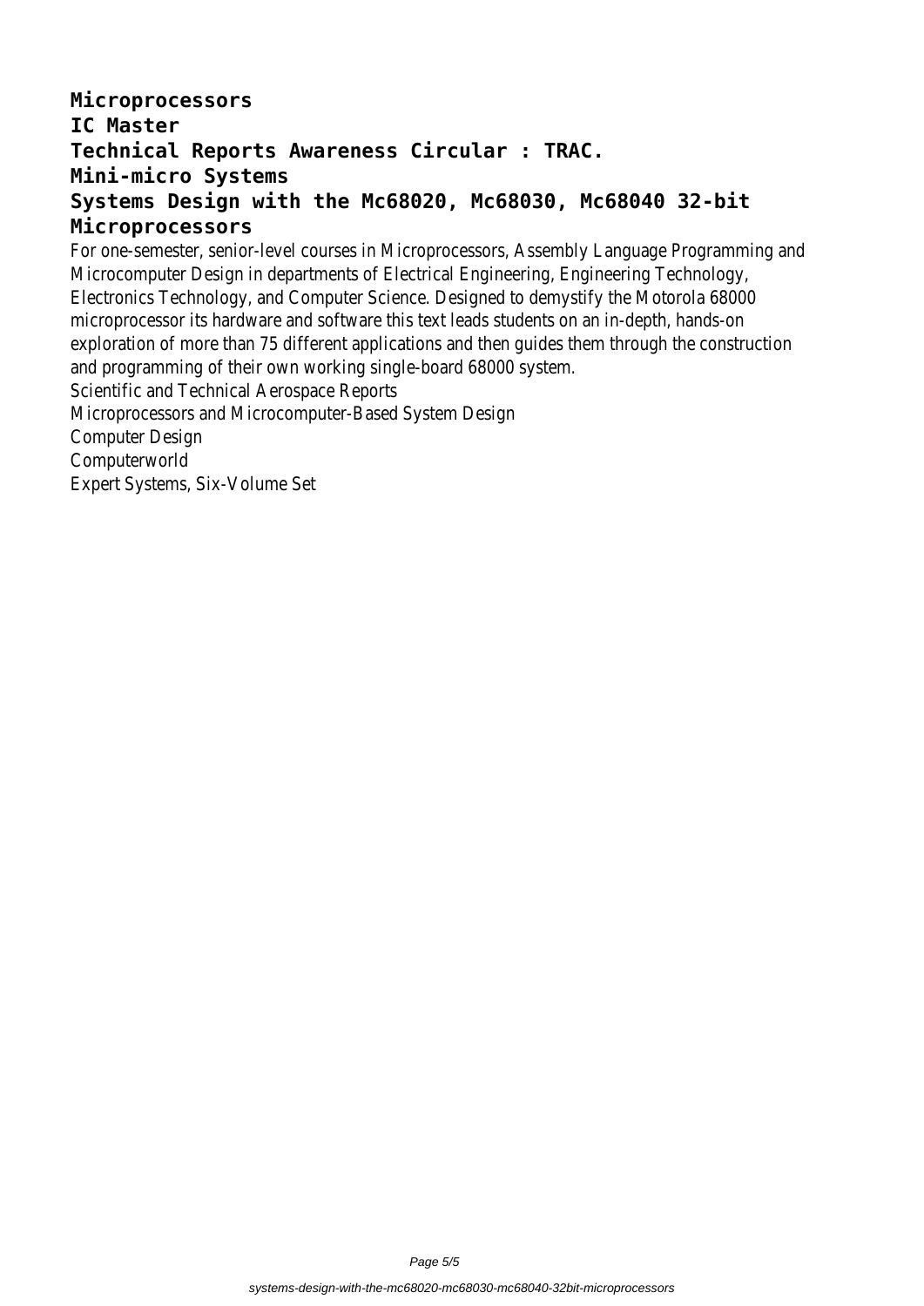**Microprocessors**
**IC Master**
**Technical Reports Awareness Circular : TRAC.**
**Mini-micro Systems**
**Systems Design with the Mc68020, Mc68030, Mc68040 32-bit Microprocessors**

For one-semester, senior-level courses in Microprocessors, Assembly Language Programming and Microcomputer Design in departments of Electrical Engineering, Engineering Technology, Electronics Technology, and Computer Science. Designed to demystify the Motorola 68000 microprocessor its hardware and software this text leads students on an in-depth, hands-on exploration of more than 75 different applications and then guides them through the construction and programming of their own working single-board 68000 system.

Scientific and Technical Aerospace Reports

Microprocessors and Microcomputer-Based System Design

Computer Design

Computerworld

Expert Systems, Six-Volume Set